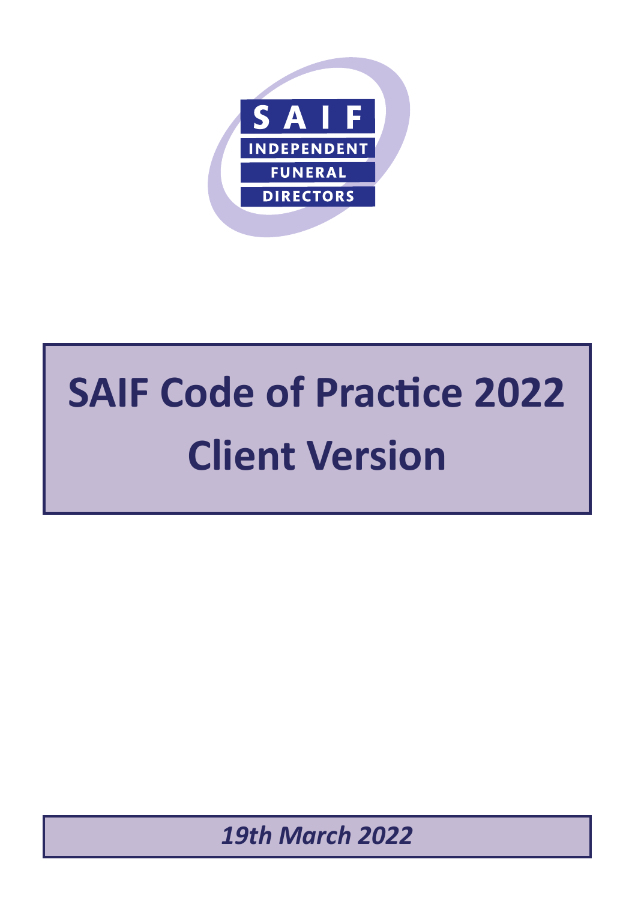SAIF
INDEPENDENT
FUNERAL
DIRECTORS

# SAIF Code of Practice 2022
# Client Version

*19th March 2022*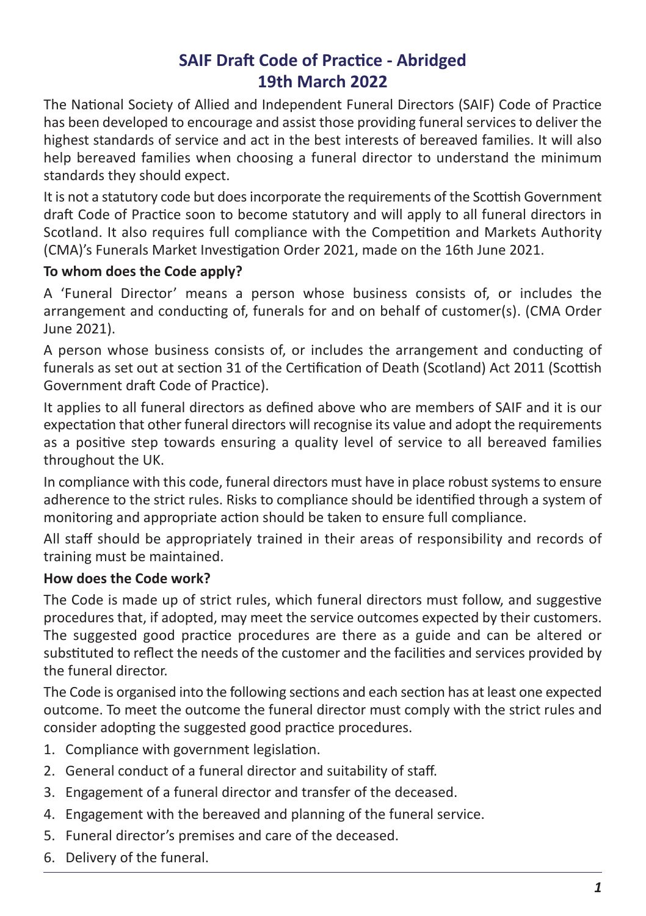# SAIF Draft Code of Practice - Abridged
# 19th March 2022

The National Society of Allied and Independent Funeral Directors (SAIF) Code of Practice has been developed to encourage and assist those providing funeral services to deliver the highest standards of service and act in the best interests of bereaved families. It will also help bereaved families when choosing a funeral director to understand the minimum standards they should expect.

It is not a statutory code but does incorporate the requirements of the Scottish Government draft Code of Practice soon to become statutory and will apply to all funeral directors in Scotland. It also requires full compliance with the Competition and Markets Authority (CMA)'s Funerals Market Investigation Order 2021, made on the 16th June 2021.

**To whom does the Code apply?**

A 'Funeral Director' means a person whose business consists of, or includes the arrangement and conducting of, funerals for and on behalf of customer(s). (CMA Order June 2021).

A person whose business consists of, or includes the arrangement and conducting of funerals as set out at section 31 of the Certification of Death (Scotland) Act 2011 (Scottish Government draft Code of Practice).

It applies to all funeral directors as defined above who are members of SAIF and it is our expectation that other funeral directors will recognise its value and adopt the requirements as a positive step towards ensuring a quality level of service to all bereaved families throughout the UK.

In compliance with this code, funeral directors must have in place robust systems to ensure adherence to the strict rules. Risks to compliance should be identified through a system of monitoring and appropriate action should be taken to ensure full compliance.

All staff should be appropriately trained in their areas of responsibility and records of training must be maintained.

**How does the Code work?**

The Code is made up of strict rules, which funeral directors must follow, and suggestive procedures that, if adopted, may meet the service outcomes expected by their customers. The suggested good practice procedures are there as a guide and can be altered or substituted to reflect the needs of the customer and the facilities and services provided by the funeral director.

The Code is organised into the following sections and each section has at least one expected outcome. To meet the outcome the funeral director must comply with the strict rules and consider adopting the suggested good practice procedures.

1. Compliance with government legislation.
2. General conduct of a funeral director and suitability of staff.
3. Engagement of a funeral director and transfer of the deceased.
4. Engagement with the bereaved and planning of the funeral service.
5. Funeral director's premises and care of the deceased.
6. Delivery of the funeral.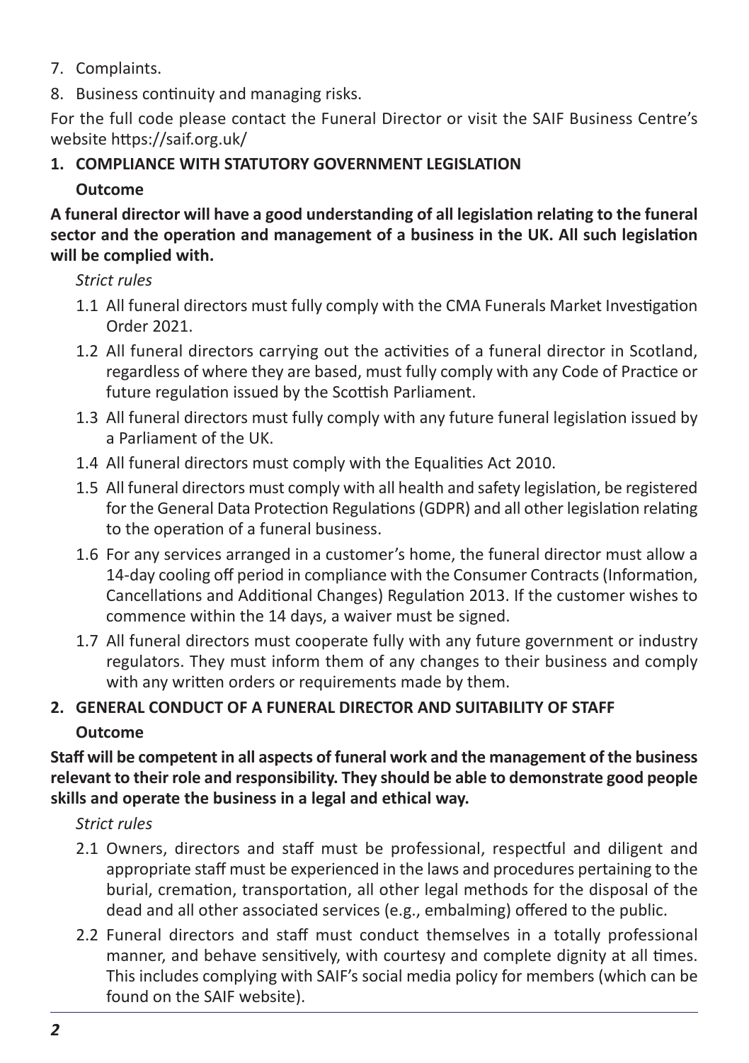7. Complaints.
8. Business continuity and managing risks.

For the full code please contact the Funeral Director or visit the SAIF Business Centre's website https://saif.org.uk/

## 1. COMPLIANCE WITH STATUTORY GOVERNMENT LEGISLATION

**Outcome**

**A funeral director will have a good understanding of all legislation relating to the funeral sector and the operation and management of a business in the UK. All such legislation will be complied with.**

*Strict rules*

1.1 All funeral directors must fully comply with the CMA Funerals Market Investigation Order 2021.

1.2 All funeral directors carrying out the activities of a funeral director in Scotland, regardless of where they are based, must fully comply with any Code of Practice or future regulation issued by the Scottish Parliament.

1.3 All funeral directors must fully comply with any future funeral legislation issued by a Parliament of the UK.

1.4 All funeral directors must comply with the Equalities Act 2010.

1.5 All funeral directors must comply with all health and safety legislation, be registered for the General Data Protection Regulations (GDPR) and all other legislation relating to the operation of a funeral business.

1.6 For any services arranged in a customer's home, the funeral director must allow a 14-day cooling off period in compliance with the Consumer Contracts (Information, Cancellations and Additional Changes) Regulation 2013. If the customer wishes to commence within the 14 days, a waiver must be signed.

1.7 All funeral directors must cooperate fully with any future government or industry regulators. They must inform them of any changes to their business and comply with any written orders or requirements made by them.

## 2. GENERAL CONDUCT OF A FUNERAL DIRECTOR AND SUITABILITY OF STAFF

**Outcome**

**Staff will be competent in all aspects of funeral work and the management of the business relevant to their role and responsibility. They should be able to demonstrate good people skills and operate the business in a legal and ethical way.**

*Strict rules*

2.1 Owners, directors and staff must be professional, respectful and diligent and appropriate staff must be experienced in the laws and procedures pertaining to the burial, cremation, transportation, all other legal methods for the disposal of the dead and all other associated services (e.g., embalming) offered to the public.

2.2 Funeral directors and staff must conduct themselves in a totally professional manner, and behave sensitively, with courtesy and complete dignity at all times. This includes complying with SAIF's social media policy for members (which can be found on the SAIF website).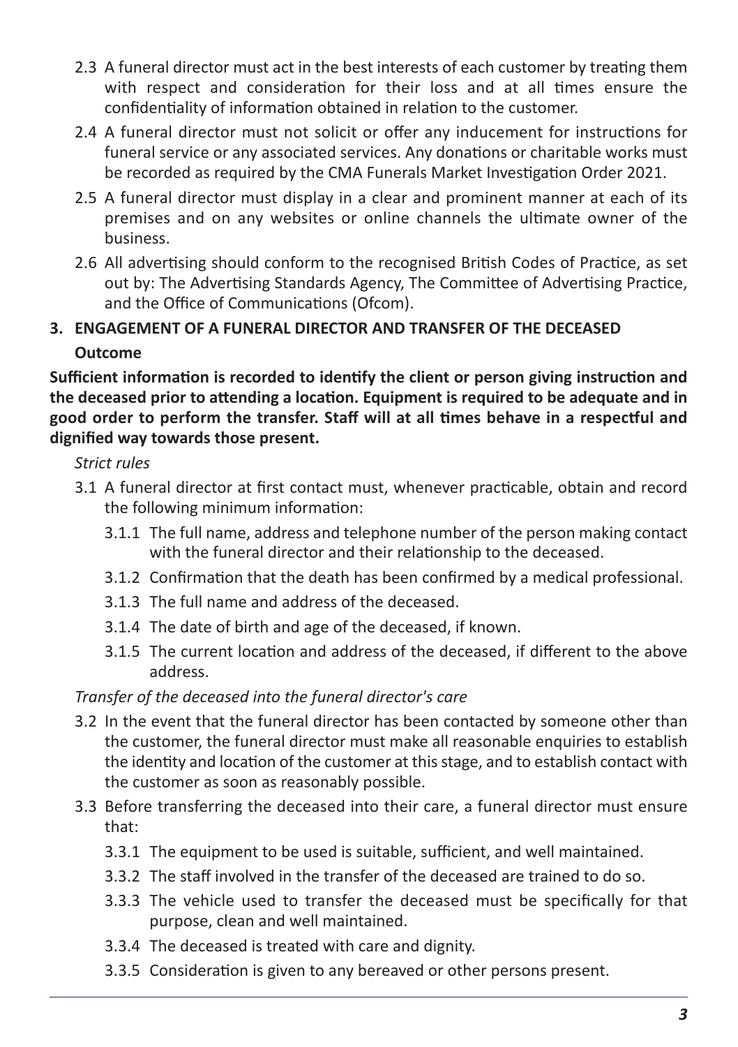2.3 A funeral director must act in the best interests of each customer by treating them with respect and consideration for their loss and at all times ensure the confidentiality of information obtained in relation to the customer.

2.4 A funeral director must not solicit or offer any inducement for instructions for funeral service or any associated services. Any donations or charitable works must be recorded as required by the CMA Funerals Market Investigation Order 2021.

2.5 A funeral director must display in a clear and prominent manner at each of its premises and on any websites or online channels the ultimate owner of the business.

2.6 All advertising should conform to the recognised British Codes of Practice, as set out by: The Advertising Standards Agency, The Committee of Advertising Practice, and the Office of Communications (Ofcom).

## 3. ENGAGEMENT OF A FUNERAL DIRECTOR AND TRANSFER OF THE DECEASED

### Outcome

**Sufficient information is recorded to identify the client or person giving instruction and the deceased prior to attending a location. Equipment is required to be adequate and in good order to perform the transfer. Staff will at all times behave in a respectful and dignified way towards those present.**

*Strict rules*

3.1 A funeral director at first contact must, whenever practicable, obtain and record the following minimum information:

- 3.1.1 The full name, address and telephone number of the person making contact with the funeral director and their relationship to the deceased.
- 3.1.2 Confirmation that the death has been confirmed by a medical professional.
- 3.1.3 The full name and address of the deceased.
- 3.1.4 The date of birth and age of the deceased, if known.
- 3.1.5 The current location and address of the deceased, if different to the above address.

*Transfer of the deceased into the funeral director's care*

3.2 In the event that the funeral director has been contacted by someone other than the customer, the funeral director must make all reasonable enquiries to establish the identity and location of the customer at this stage, and to establish contact with the customer as soon as reasonably possible.

3.3 Before transferring the deceased into their care, a funeral director must ensure that:

- 3.3.1 The equipment to be used is suitable, sufficient, and well maintained.
- 3.3.2 The staff involved in the transfer of the deceased are trained to do so.
- 3.3.3 The vehicle used to transfer the deceased must be specifically for that purpose, clean and well maintained.
- 3.3.4 The deceased is treated with care and dignity.
- 3.3.5 Consideration is given to any bereaved or other persons present.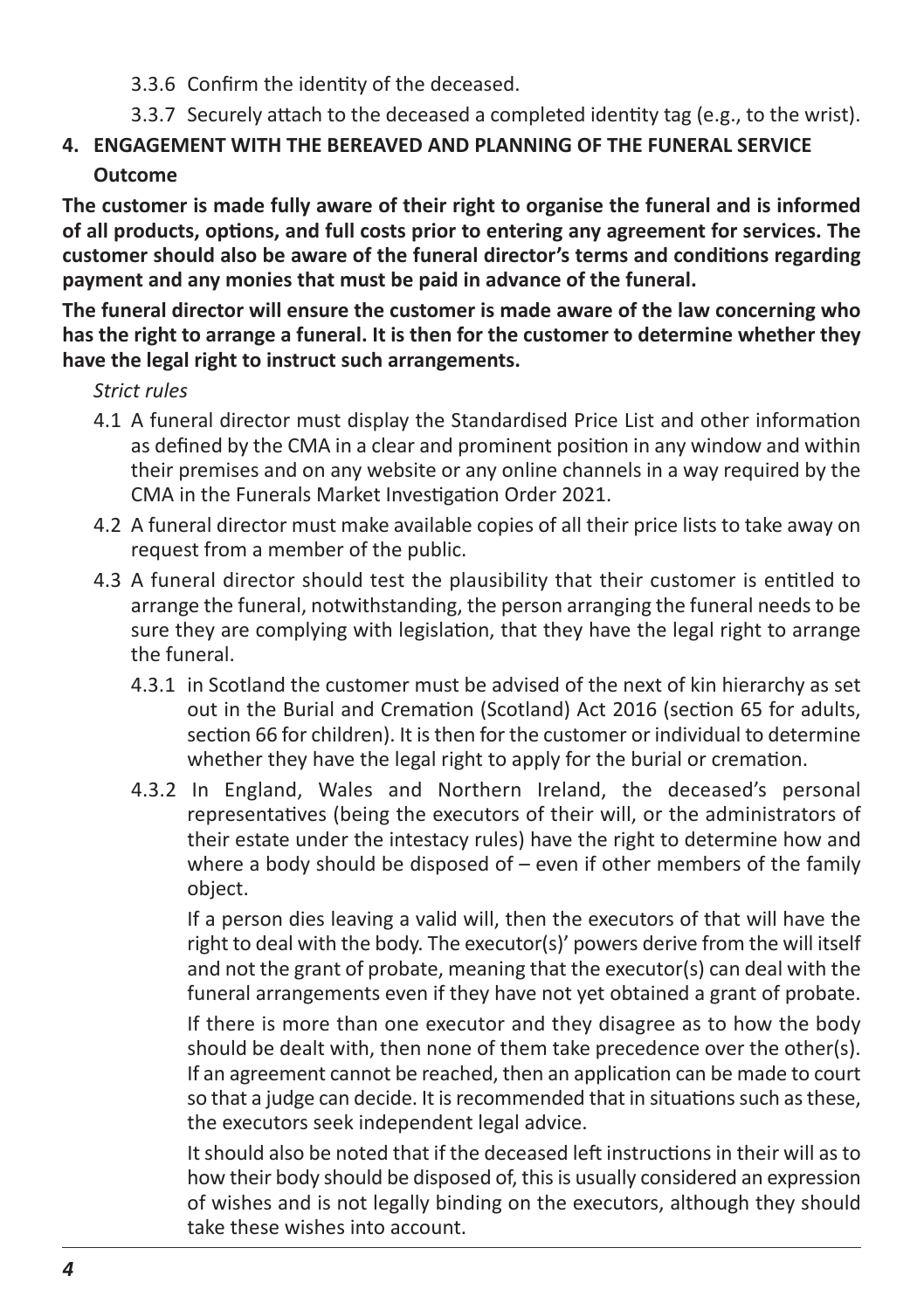3.3.6 Confirm the identity of the deceased.

3.3.7 Securely attach to the deceased a completed identity tag (e.g., to the wrist).

## 4. ENGAGEMENT WITH THE BEREAVED AND PLANNING OF THE FUNERAL SERVICE

**Outcome**

**The customer is made fully aware of their right to organise the funeral and is informed of all products, options, and full costs prior to entering any agreement for services. The customer should also be aware of the funeral director's terms and conditions regarding payment and any monies that must be paid in advance of the funeral.**

**The funeral director will ensure the customer is made aware of the law concerning who has the right to arrange a funeral. It is then for the customer to determine whether they have the legal right to instruct such arrangements.**

*Strict rules*

4.1 A funeral director must display the Standardised Price List and other information as defined by the CMA in a clear and prominent position in any window and within their premises and on any website or any online channels in a way required by the CMA in the Funerals Market Investigation Order 2021.

4.2 A funeral director must make available copies of all their price lists to take away on request from a member of the public.

4.3 A funeral director should test the plausibility that their customer is entitled to arrange the funeral, notwithstanding, the person arranging the funeral needs to be sure they are complying with legislation, that they have the legal right to arrange the funeral.

4.3.1 in Scotland the customer must be advised of the next of kin hierarchy as set out in the Burial and Cremation (Scotland) Act 2016 (section 65 for adults, section 66 for children). It is then for the customer or individual to determine whether they have the legal right to apply for the burial or cremation.

4.3.2 In England, Wales and Northern Ireland, the deceased's personal representatives (being the executors of their will, or the administrators of their estate under the intestacy rules) have the right to determine how and where a body should be disposed of – even if other members of the family object.

If a person dies leaving a valid will, then the executors of that will have the right to deal with the body. The executor(s)' powers derive from the will itself and not the grant of probate, meaning that the executor(s) can deal with the funeral arrangements even if they have not yet obtained a grant of probate.

If there is more than one executor and they disagree as to how the body should be dealt with, then none of them take precedence over the other(s). If an agreement cannot be reached, then an application can be made to court so that a judge can decide. It is recommended that in situations such as these, the executors seek independent legal advice.

It should also be noted that if the deceased left instructions in their will as to how their body should be disposed of, this is usually considered an expression of wishes and is not legally binding on the executors, although they should take these wishes into account.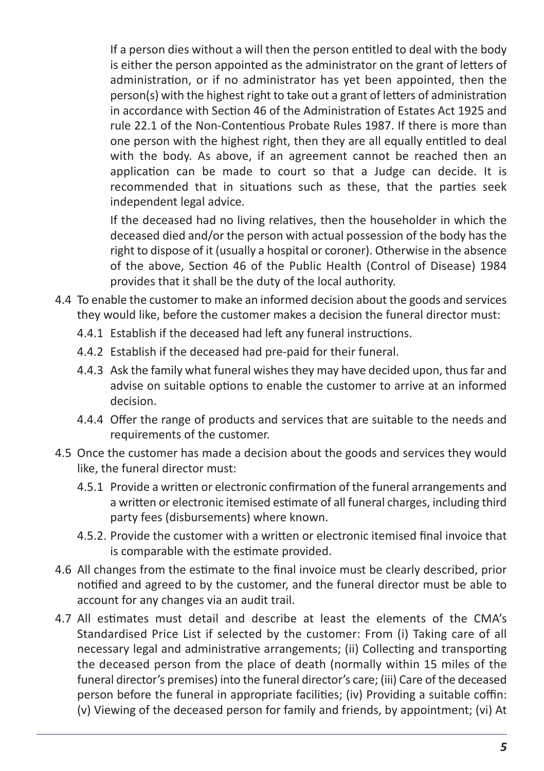If a person dies without a will then the person entitled to deal with the body is either the person appointed as the administrator on the grant of letters of administration, or if no administrator has yet been appointed, then the person(s) with the highest right to take out a grant of letters of administration in accordance with Section 46 of the Administration of Estates Act 1925 and rule 22.1 of the Non-Contentious Probate Rules 1987. If there is more than one person with the highest right, then they are all equally entitled to deal with the body. As above, if an agreement cannot be reached then an application can be made to court so that a Judge can decide. It is recommended that in situations such as these, that the parties seek independent legal advice.

If the deceased had no living relatives, then the householder in which the deceased died and/or the person with actual possession of the body has the right to dispose of it (usually a hospital or coroner). Otherwise in the absence of the above, Section 46 of the Public Health (Control of Disease) 1984 provides that it shall be the duty of the local authority.

4.4 To enable the customer to make an informed decision about the goods and services they would like, before the customer makes a decision the funeral director must:

- 4.4.1 Establish if the deceased had left any funeral instructions.
- 4.4.2 Establish if the deceased had pre-paid for their funeral.
- 4.4.3 Ask the family what funeral wishes they may have decided upon, thus far and advise on suitable options to enable the customer to arrive at an informed decision.
- 4.4.4 Offer the range of products and services that are suitable to the needs and requirements of the customer.

4.5 Once the customer has made a decision about the goods and services they would like, the funeral director must:

- 4.5.1 Provide a written or electronic confirmation of the funeral arrangements and a written or electronic itemised estimate of all funeral charges, including third party fees (disbursements) where known.
- 4.5.2. Provide the customer with a written or electronic itemised final invoice that is comparable with the estimate provided.

4.6 All changes from the estimate to the final invoice must be clearly described, prior notified and agreed to by the customer, and the funeral director must be able to account for any changes via an audit trail.

4.7 All estimates must detail and describe at least the elements of the CMA's Standardised Price List if selected by the customer: From (i) Taking care of all necessary legal and administrative arrangements; (ii) Collecting and transporting the deceased person from the place of death (normally within 15 miles of the funeral director's premises) into the funeral director's care; (iii) Care of the deceased person before the funeral in appropriate facilities; (iv) Providing a suitable coffin: (v) Viewing of the deceased person for family and friends, by appointment; (vi) At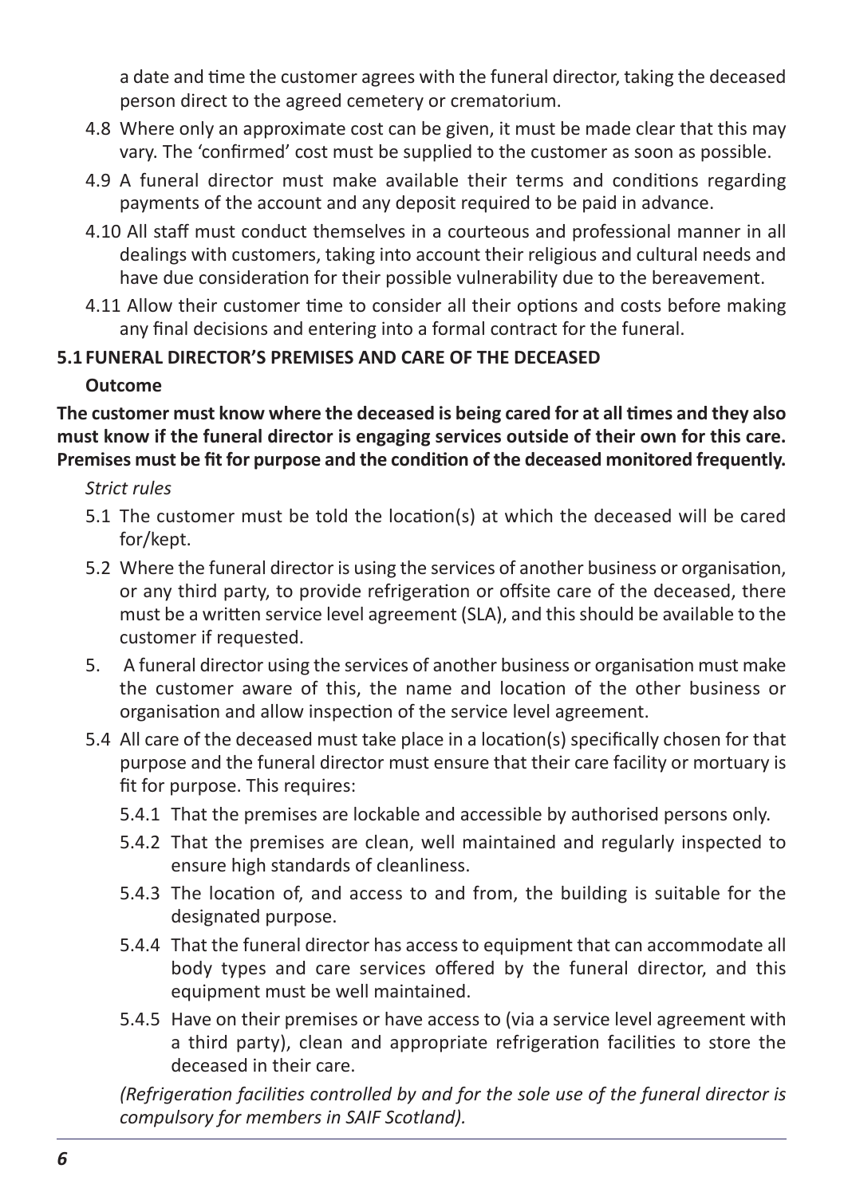a date and time the customer agrees with the funeral director, taking the deceased person direct to the agreed cemetery or crematorium.

4.8 Where only an approximate cost can be given, it must be made clear that this may vary. The 'confirmed' cost must be supplied to the customer as soon as possible.

4.9 A funeral director must make available their terms and conditions regarding payments of the account and any deposit required to be paid in advance.

4.10 All staff must conduct themselves in a courteous and professional manner in all dealings with customers, taking into account their religious and cultural needs and have due consideration for their possible vulnerability due to the bereavement.

4.11 Allow their customer time to consider all their options and costs before making any final decisions and entering into a formal contract for the funeral.

## 5.1 FUNERAL DIRECTOR'S PREMISES AND CARE OF THE DECEASED

**Outcome**

**The customer must know where the deceased is being cared for at all times and they also must know if the funeral director is engaging services outside of their own for this care. Premises must be fit for purpose and the condition of the deceased monitored frequently.**

*Strict rules*

5.1 The customer must be told the location(s) at which the deceased will be cared for/kept.

5.2 Where the funeral director is using the services of another business or organisation, or any third party, to provide refrigeration or offsite care of the deceased, there must be a written service level agreement (SLA), and this should be available to the customer if requested.

5. A funeral director using the services of another business or organisation must make the customer aware of this, the name and location of the other business or organisation and allow inspection of the service level agreement.

5.4 All care of the deceased must take place in a location(s) specifically chosen for that purpose and the funeral director must ensure that their care facility or mortuary is fit for purpose. This requires:

- 5.4.1 That the premises are lockable and accessible by authorised persons only.
- 5.4.2 That the premises are clean, well maintained and regularly inspected to ensure high standards of cleanliness.
- 5.4.3 The location of, and access to and from, the building is suitable for the designated purpose.
- 5.4.4 That the funeral director has access to equipment that can accommodate all body types and care services offered by the funeral director, and this equipment must be well maintained.
- 5.4.5 Have on their premises or have access to (via a service level agreement with a third party), clean and appropriate refrigeration facilities to store the deceased in their care.

*(Refrigeration facilities controlled by and for the sole use of the funeral director is compulsory for members in SAIF Scotland).*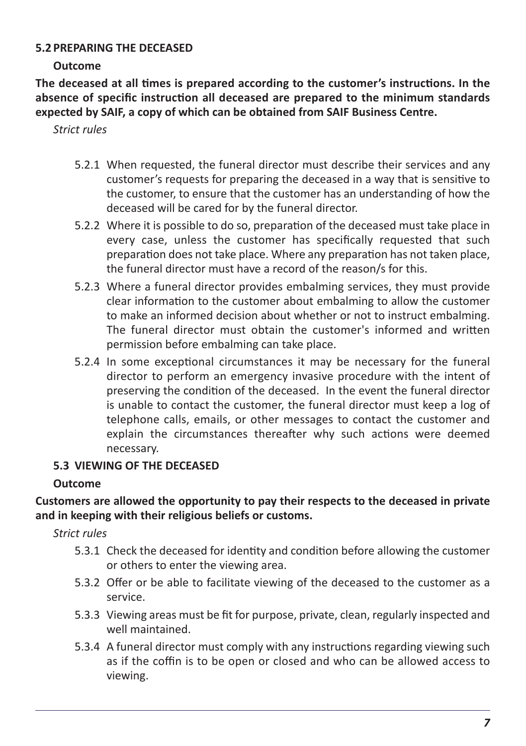### 5.2 PREPARING THE DECEASED

**Outcome**

**The deceased at all times is prepared according to the customer's instructions. In the absence of specific instruction all deceased are prepared to the minimum standards expected by SAIF, a copy of which can be obtained from SAIF Business Centre.**

*Strict rules*

5.2.1 When requested, the funeral director must describe their services and any customer's requests for preparing the deceased in a way that is sensitive to the customer, to ensure that the customer has an understanding of how the deceased will be cared for by the funeral director.

5.2.2 Where it is possible to do so, preparation of the deceased must take place in every case, unless the customer has specifically requested that such preparation does not take place. Where any preparation has not taken place, the funeral director must have a record of the reason/s for this.

5.2.3 Where a funeral director provides embalming services, they must provide clear information to the customer about embalming to allow the customer to make an informed decision about whether or not to instruct embalming. The funeral director must obtain the customer's informed and written permission before embalming can take place.

5.2.4 In some exceptional circumstances it may be necessary for the funeral director to perform an emergency invasive procedure with the intent of preserving the condition of the deceased. In the event the funeral director is unable to contact the customer, the funeral director must keep a log of telephone calls, emails, or other messages to contact the customer and explain the circumstances thereafter why such actions were deemed necessary.

### 5.3 VIEWING OF THE DECEASED

**Outcome**

**Customers are allowed the opportunity to pay their respects to the deceased in private and in keeping with their religious beliefs or customs.**

*Strict rules*

5.3.1 Check the deceased for identity and condition before allowing the customer or others to enter the viewing area.

5.3.2 Offer or be able to facilitate viewing of the deceased to the customer as a service.

5.3.3 Viewing areas must be fit for purpose, private, clean, regularly inspected and well maintained.

5.3.4 A funeral director must comply with any instructions regarding viewing such as if the coffin is to be open or closed and who can be allowed access to viewing.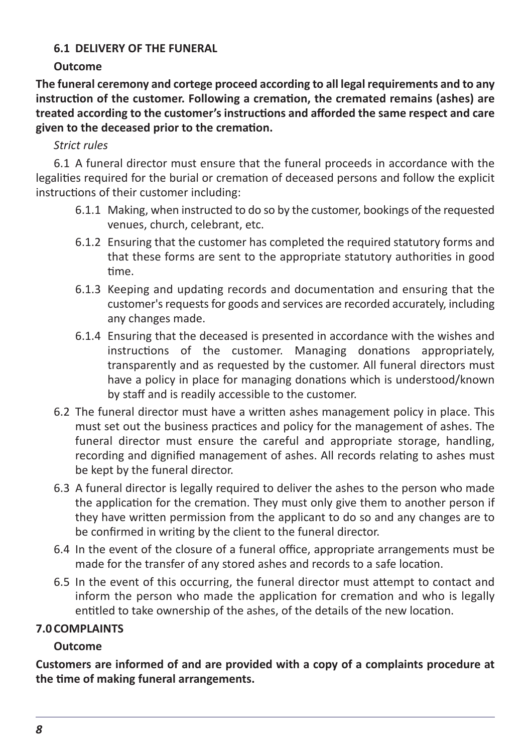### 6.1 DELIVERY OF THE FUNERAL

**Outcome**

**The funeral ceremony and cortege proceed according to all legal requirements and to any instruction of the customer. Following a cremation, the cremated remains (ashes) are treated according to the customer's instructions and afforded the same respect and care given to the deceased prior to the cremation.**

*Strict rules*

6.1 A funeral director must ensure that the funeral proceeds in accordance with the legalities required for the burial or cremation of deceased persons and follow the explicit instructions of their customer including:

- 6.1.1 Making, when instructed to do so by the customer, bookings of the requested venues, church, celebrant, etc.
- 6.1.2 Ensuring that the customer has completed the required statutory forms and that these forms are sent to the appropriate statutory authorities in good time.
- 6.1.3 Keeping and updating records and documentation and ensuring that the customer's requests for goods and services are recorded accurately, including any changes made.
- 6.1.4 Ensuring that the deceased is presented in accordance with the wishes and instructions of the customer. Managing donations appropriately, transparently and as requested by the customer. All funeral directors must have a policy in place for managing donations which is understood/known by staff and is readily accessible to the customer.

6.2 The funeral director must have a written ashes management policy in place. This must set out the business practices and policy for the management of ashes. The funeral director must ensure the careful and appropriate storage, handling, recording and dignified management of ashes. All records relating to ashes must be kept by the funeral director.

6.3 A funeral director is legally required to deliver the ashes to the person who made the application for the cremation. They must only give them to another person if they have written permission from the applicant to do so and any changes are to be confirmed in writing by the client to the funeral director.

6.4 In the event of the closure of a funeral office, appropriate arrangements must be made for the transfer of any stored ashes and records to a safe location.

6.5 In the event of this occurring, the funeral director must attempt to contact and inform the person who made the application for cremation and who is legally entitled to take ownership of the ashes, of the details of the new location.

### 7.0 COMPLAINTS

**Outcome**

**Customers are informed of and are provided with a copy of a complaints procedure at the time of making funeral arrangements.**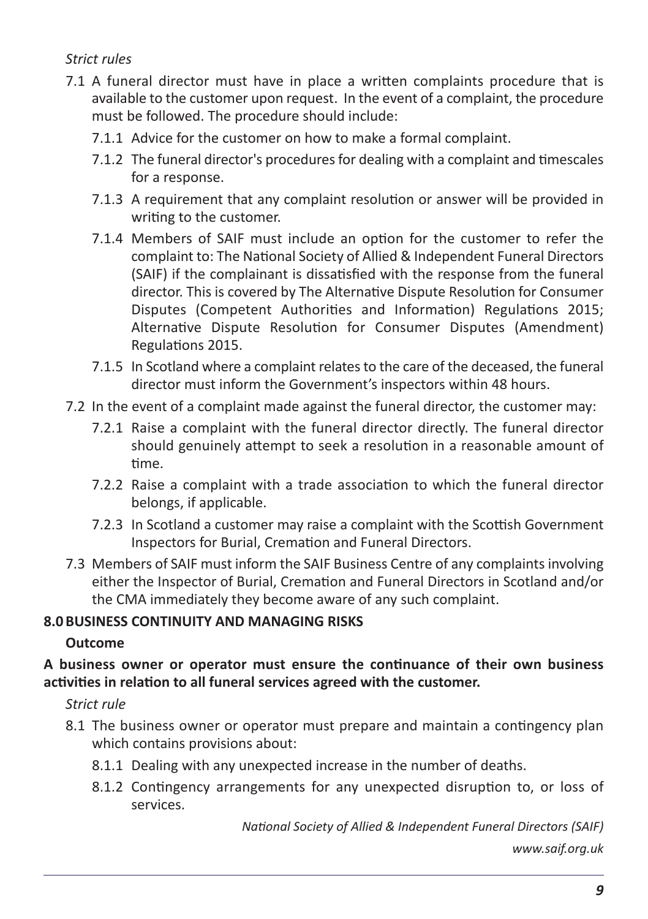*Strict rules*

7.1 A funeral director must have in place a written complaints procedure that is available to the customer upon request. In the event of a complaint, the procedure must be followed. The procedure should include:

 7.1.1 Advice for the customer on how to make a formal complaint.

 7.1.2 The funeral director's procedures for dealing with a complaint and timescales for a response.

 7.1.3 A requirement that any complaint resolution or answer will be provided in writing to the customer.

 7.1.4 Members of SAIF must include an option for the customer to refer the complaint to: The National Society of Allied & Independent Funeral Directors (SAIF) if the complainant is dissatisfied with the response from the funeral director. This is covered by The Alternative Dispute Resolution for Consumer Disputes (Competent Authorities and Information) Regulations 2015; Alternative Dispute Resolution for Consumer Disputes (Amendment) Regulations 2015.

 7.1.5 In Scotland where a complaint relates to the care of the deceased, the funeral director must inform the Government's inspectors within 48 hours.

7.2 In the event of a complaint made against the funeral director, the customer may:

 7.2.1 Raise a complaint with the funeral director directly. The funeral director should genuinely attempt to seek a resolution in a reasonable amount of time.

 7.2.2 Raise a complaint with a trade association to which the funeral director belongs, if applicable.

 7.2.3 In Scotland a customer may raise a complaint with the Scottish Government Inspectors for Burial, Cremation and Funeral Directors.

7.3 Members of SAIF must inform the SAIF Business Centre of any complaints involving either the Inspector of Burial, Cremation and Funeral Directors in Scotland and/or the CMA immediately they become aware of any such complaint.

## 8.0 BUSINESS CONTINUITY AND MANAGING RISKS

**Outcome**

**A business owner or operator must ensure the continuance of their own business activities in relation to all funeral services agreed with the customer.**

*Strict rule*

8.1 The business owner or operator must prepare and maintain a contingency plan which contains provisions about:

 8.1.1 Dealing with any unexpected increase in the number of deaths.

 8.1.2 Contingency arrangements for any unexpected disruption to, or loss of services.